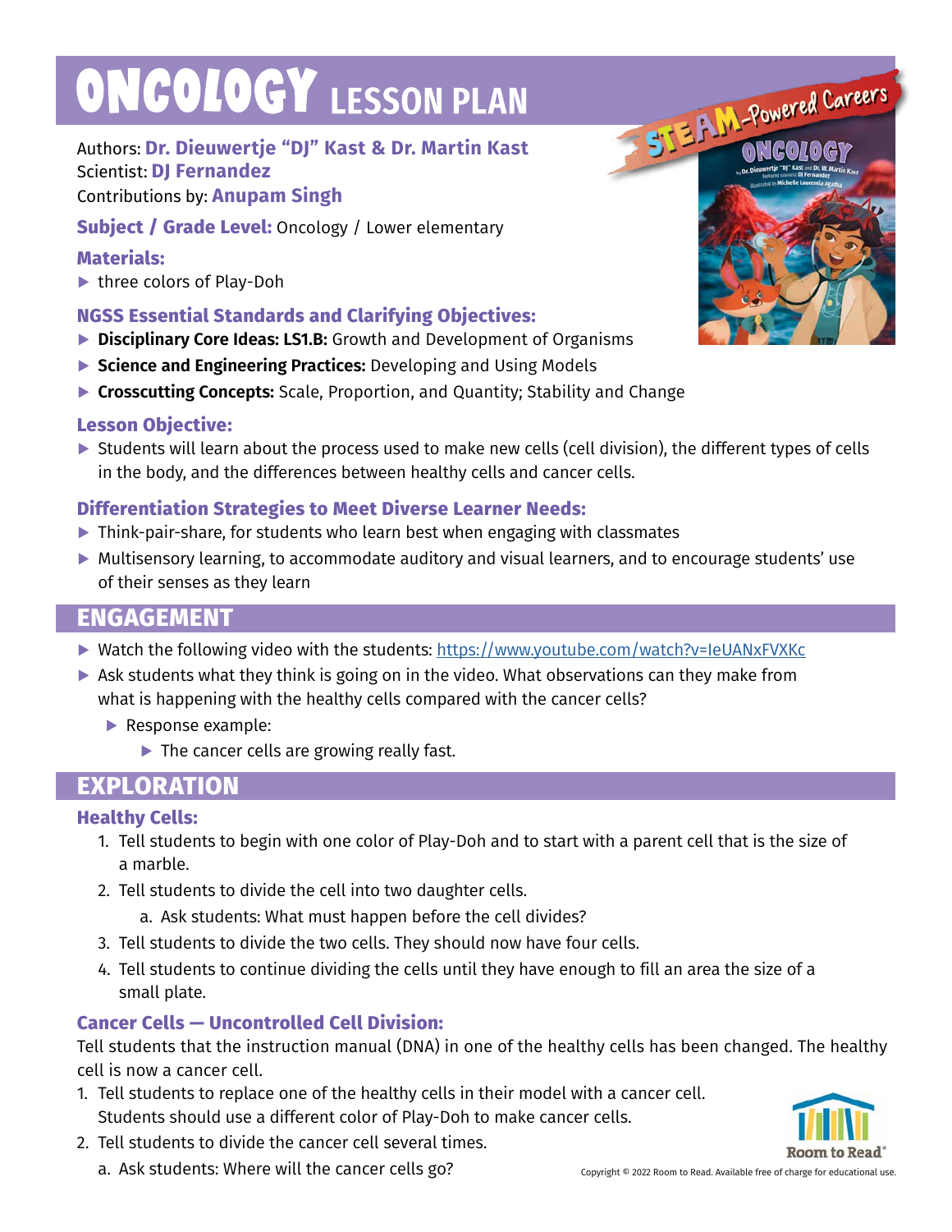# ONCOLOGY LESSON PLAN

Authors: **Dr. Dieuwertje "DJ" Kast & Dr. Martin Kast**
Scientist: **DJ Fernandez**
Contributions by: **Anupam Singh**

**Subject / Grade Level:** Oncology / Lower elementary

**Materials:**

- three colors of Play-Doh

**NGSS Essential Standards and Clarifying Objectives:**

- **Disciplinary Core Ideas: LS1.B:** Growth and Development of Organisms
- **Science and Engineering Practices:** Developing and Using Models
- **Crosscutting Concepts:** Scale, Proportion, and Quantity; Stability and Change

**Lesson Objective:**

- Students will learn about the process used to make new cells (cell division), the different types of cells in the body, and the differences between healthy cells and cancer cells.

**Differentiation Strategies to Meet Diverse Learner Needs:**

- Think-pair-share, for students who learn best when engaging with classmates
- Multisensory learning, to accommodate auditory and visual learners, and to encourage students' use of their senses as they learn

## ENGAGEMENT

- Watch the following video with the students: https://www.youtube.com/watch?v=IeUANxFVXKc
- Ask students what they think is going on in the video. What observations can they make from what is happening with the healthy cells compared with the cancer cells?
  - Response example:
    - The cancer cells are growing really fast.

## EXPLORATION

**Healthy Cells:**

1. Tell students to begin with one color of Play-Doh and to start with a parent cell that is the size of a marble.
2. Tell students to divide the cell into two daughter cells.
   a. Ask students: What must happen before the cell divides?
3. Tell students to divide the two cells. They should now have four cells.
4. Tell students to continue dividing the cells until they have enough to fill an area the size of a small plate.

**Cancer Cells — Uncontrolled Cell Division:**

Tell students that the instruction manual (DNA) in one of the healthy cells has been changed. The healthy cell is now a cancer cell.

1. Tell students to replace one of the healthy cells in their model with a cancer cell. Students should use a different color of Play-Doh to make cancer cells.
2. Tell students to divide the cancer cell several times.
   a. Ask students: Where will the cancer cells go?

Copyright © 2022 Room to Read. Available free of charge for educational use.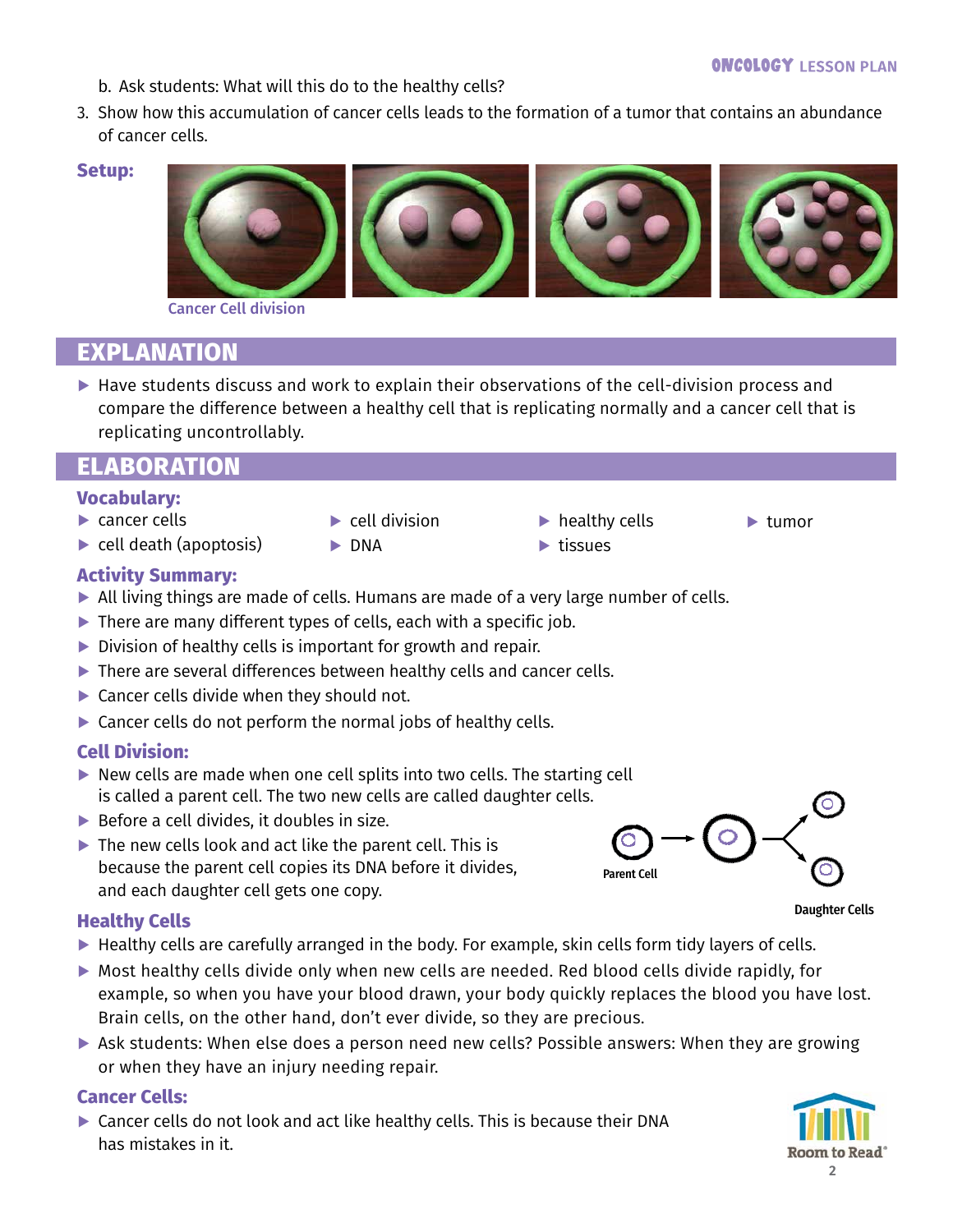b. Ask students: What will this do to the healthy cells?

3. Show how this accumulation of cancer cells leads to the formation of a tumor that contains an abundance of cancer cells.

**Setup:**

Cancer Cell division

## EXPLANATION

- Have students discuss and work to explain their observations of the cell-division process and compare the difference between a healthy cell that is replicating normally and a cancer cell that is replicating uncontrollably.

## ELABORATION

### Vocabulary:

- cancer cells
- cell death (apoptosis)
- cell division
- DNA
- healthy cells
- tissues
- tumor

### Activity Summary:

- All living things are made of cells. Humans are made of a very large number of cells.
- There are many different types of cells, each with a specific job.
- Division of healthy cells is important for growth and repair.
- There are several differences between healthy cells and cancer cells.
- Cancer cells divide when they should not.
- Cancer cells do not perform the normal jobs of healthy cells.

### Cell Division:

- New cells are made when one cell splits into two cells. The starting cell is called a parent cell. The two new cells are called daughter cells.
- Before a cell divides, it doubles in size.
- The new cells look and act like the parent cell. This is because the parent cell copies its DNA before it divides, and each daughter cell gets one copy.

Parent Cell

Daughter Cells

### Healthy Cells

- Healthy cells are carefully arranged in the body. For example, skin cells form tidy layers of cells.
- Most healthy cells divide only when new cells are needed. Red blood cells divide rapidly, for example, so when you have your blood drawn, your body quickly replaces the blood you have lost. Brain cells, on the other hand, don't ever divide, so they are precious.
- Ask students: When else does a person need new cells? Possible answers: When they are growing or when they have an injury needing repair.

### Cancer Cells:

- Cancer cells do not look and act like healthy cells. This is because their DNA has mistakes in it.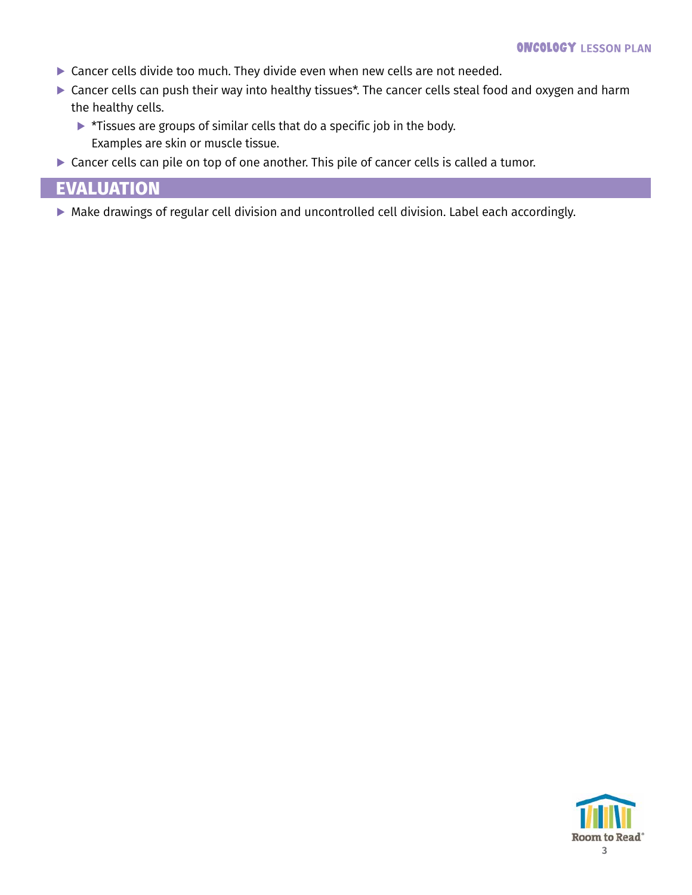- Cancer cells divide too much. They divide even when new cells are not needed.
- Cancer cells can push their way into healthy tissues*. The cancer cells steal food and oxygen and harm the healthy cells.
  - *Tissues are groups of similar cells that do a specific job in the body. Examples are skin or muscle tissue.
- Cancer cells can pile on top of one another. This pile of cancer cells is called a tumor.

## EVALUATION

- Make drawings of regular cell division and uncontrolled cell division. Label each accordingly.